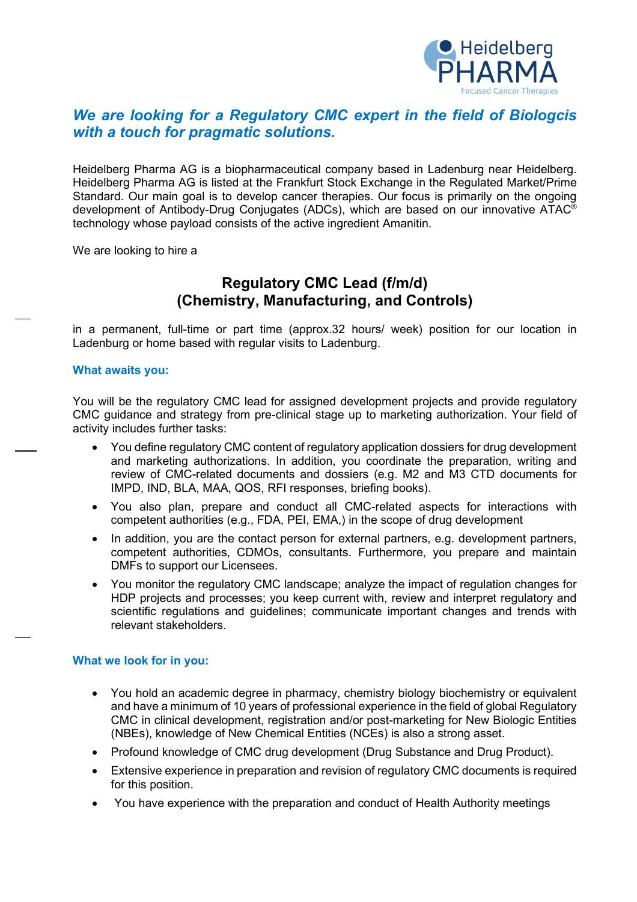Heidelberg PHARMA
Focused Cancer Therapies

## *We are looking for a Regulatory CMC expert in the field of Biologcis with a touch for pragmatic solutions.*

Heidelberg Pharma AG is a biopharmaceutical company based in Ladenburg near Heidelberg. Heidelberg Pharma AG is listed at the Frankfurt Stock Exchange in the Regulated Market/Prime Standard. Our main goal is to develop cancer therapies. Our focus is primarily on the ongoing development of Antibody-Drug Conjugates (ADCs), which are based on our innovative ATAC® technology whose payload consists of the active ingredient Amanitin.

We are looking to hire a

# Regulatory CMC Lead (f/m/d)
# (Chemistry, Manufacturing, and Controls)

in a permanent, full-time or part time (approx.32 hours/ week) position for our location in Ladenburg or home based with regular visits to Ladenburg.

### What awaits you:

You will be the regulatory CMC lead for assigned development projects and provide regulatory CMC guidance and strategy from pre-clinical stage up to marketing authorization. Your field of activity includes further tasks:

- You define regulatory CMC content of regulatory application dossiers for drug development and marketing authorizations. In addition, you coordinate the preparation, writing and review of CMC-related documents and dossiers (e.g. M2 and M3 CTD documents for IMPD, IND, BLA, MAA, QOS, RFI responses, briefing books).
- You also plan, prepare and conduct all CMC-related aspects for interactions with competent authorities (e.g., FDA, PEI, EMA,) in the scope of drug development
- In addition, you are the contact person for external partners, e.g. development partners, competent authorities, CDMOs, consultants. Furthermore, you prepare and maintain DMFs to support our Licensees.
- You monitor the regulatory CMC landscape; analyze the impact of regulation changes for HDP projects and processes; you keep current with, review and interpret regulatory and scientific regulations and guidelines; communicate important changes and trends with relevant stakeholders.

### What we look for in you:

- You hold an academic degree in pharmacy, chemistry biology biochemistry or equivalent and have a minimum of 10 years of professional experience in the field of global Regulatory CMC in clinical development, registration and/or post-marketing for New Biologic Entities (NBEs), knowledge of New Chemical Entities (NCEs) is also a strong asset.
- Profound knowledge of CMC drug development (Drug Substance and Drug Product).
- Extensive experience in preparation and revision of regulatory CMC documents is required for this position.
- You have experience with the preparation and conduct of Health Authority meetings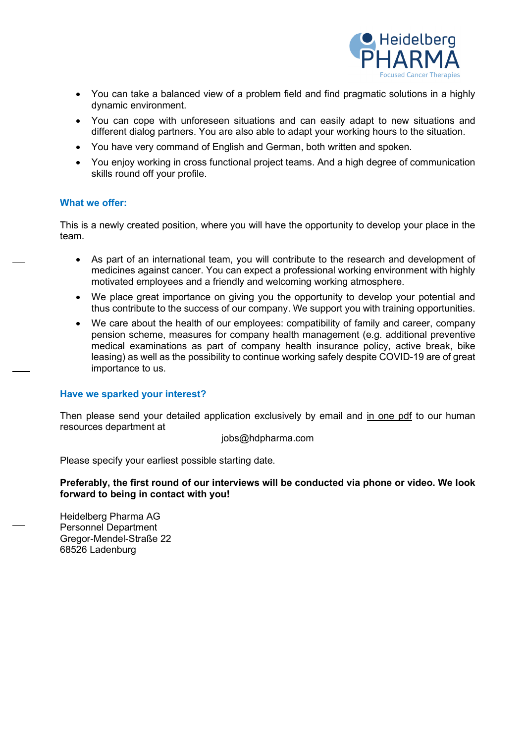- You can take a balanced view of a problem field and find pragmatic solutions in a highly dynamic environment.
- You can cope with unforeseen situations and can easily adapt to new situations and different dialog partners. You are also able to adapt your working hours to the situation.
- You have very command of English and German, both written and spoken.
- You enjoy working in cross functional project teams. And a high degree of communication skills round off your profile.

### What we offer:

This is a newly created position, where you will have the opportunity to develop your place in the team.

- As part of an international team, you will contribute to the research and development of medicines against cancer. You can expect a professional working environment with highly motivated employees and a friendly and welcoming working atmosphere.
- We place great importance on giving you the opportunity to develop your potential and thus contribute to the success of our company. We support you with training opportunities.
- We care about the health of our employees: compatibility of family and career, company pension scheme, measures for company health management (e.g. additional preventive medical examinations as part of company health insurance policy, active break, bike leasing) as well as the possibility to continue working safely despite COVID-19 are of great importance to us.

### Have we sparked your interest?

Then please send your detailed application exclusively by email and in one pdf to our human resources department at

jobs@hdpharma.com

Please specify your earliest possible starting date.

**Preferably, the first round of our interviews will be conducted via phone or video. We look forward to being in contact with you!**

Heidelberg Pharma AG
Personnel Department
Gregor-Mendel-Straße 22
68526 Ladenburg